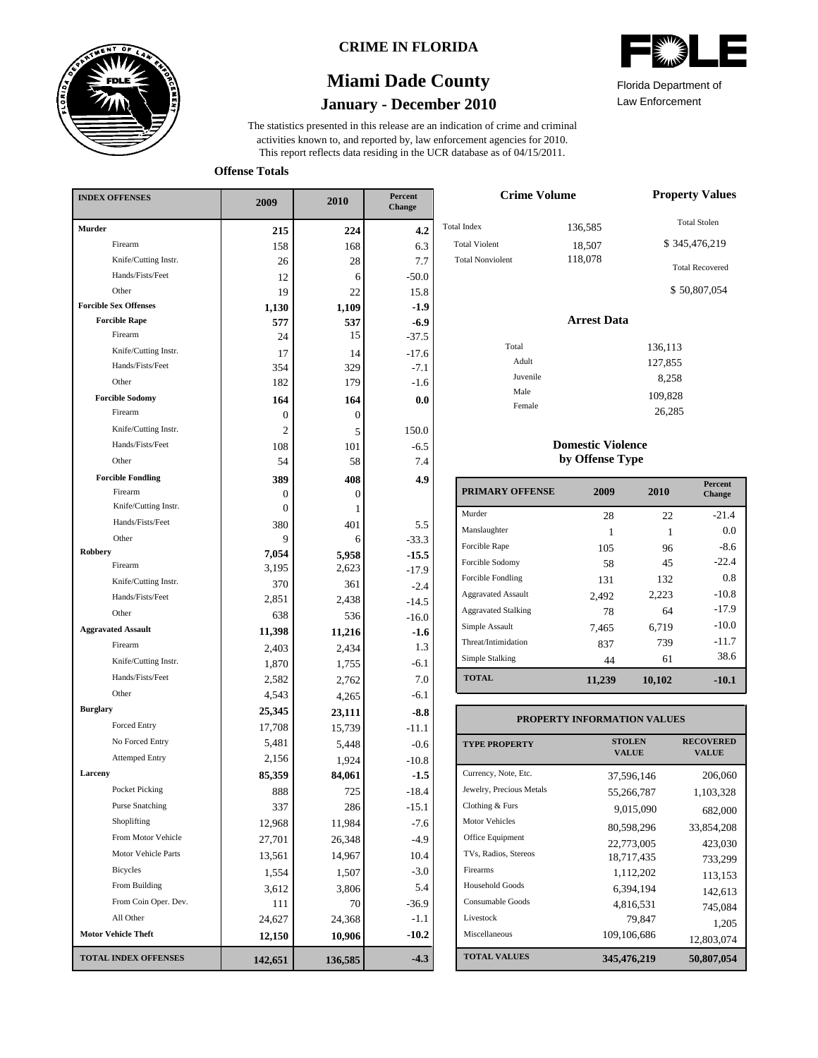# CRIME IN FLORIDA

## Miami Dade County

### January - December 2010

Florida Department of Law Enforcement

The statistics presented in this release are an indication of crime and criminal activities known to, and reported by, law enforcement agencies for 2010. This report reflects data residing in the UCR database as of 04/15/2011.

**Offense Totals**

| INDEX OFFENSES | 2009 | 2010 | Percent Change |
|---|---|---|---|
| **Murder** | **215** | **224** | **4.2** |
| Firearm | 158 | 168 | 6.3 |
| Knife/Cutting Instr. | 26 | 28 | 7.7 |
| Hands/Fists/Feet | 12 | 6 | -50.0 |
| Other | 19 | 22 | 15.8 |
| **Forcible Sex Offenses** | **1,130** | **1,109** | **-1.9** |
| **Forcible Rape** | **577** | **537** | **-6.9** |
| Firearm | 24 | 15 | -37.5 |
| Knife/Cutting Instr. | 17 | 14 | -17.6 |
| Hands/Fists/Feet | 354 | 329 | -7.1 |
| Other | 182 | 179 | -1.6 |
| **Forcible Sodomy** | **164** | **164** | **0.0** |
| Firearm | 0 | 0 | |
| Knife/Cutting Instr. | 2 | 5 | 150.0 |
| Hands/Fists/Feet | 108 | 101 | -6.5 |
| Other | 54 | 58 | 7.4 |
| **Forcible Fondling** | **389** | **408** | **4.9** |
| Firearm | 0 | 0 | |
| Knife/Cutting Instr. | 0 | 1 | |
| Hands/Fists/Feet | 380 | 401 | 5.5 |
| Other | 9 | 6 | -33.3 |
| **Robbery** | **7,054** | **5,958** | **-15.5** |
| Firearm | 3,195 | 2,623 | -17.9 |
| Knife/Cutting Instr. | 370 | 361 | -2.4 |
| Hands/Fists/Feet | 2,851 | 2,438 | -14.5 |
| Other | 638 | 536 | -16.0 |
| **Aggravated Assault** | **11,398** | **11,216** | **-1.6** |
| Firearm | 2,403 | 2,434 | 1.3 |
| Knife/Cutting Instr. | 1,870 | 1,755 | -6.1 |
| Hands/Fists/Feet | 2,582 | 2,762 | 7.0 |
| Other | 4,543 | 4,265 | -6.1 |
| **Burglary** | **25,345** | **23,111** | **-8.8** |
| Forced Entry | 17,708 | 15,739 | -11.1 |
| No Forced Entry | 5,481 | 5,448 | -0.6 |
| Attemped Entry | 2,156 | 1,924 | -10.8 |
| **Larceny** | **85,359** | **84,061** | **-1.5** |
| Pocket Picking | 888 | 725 | -18.4 |
| Purse Snatching | 337 | 286 | -15.1 |
| Shoplifting | 12,968 | 11,984 | -7.6 |
| From Motor Vehicle | 27,701 | 26,348 | -4.9 |
| Motor Vehicle Parts | 13,561 | 14,967 | 10.4 |
| Bicycles | 1,554 | 1,507 | -3.0 |
| From Building | 3,612 | 3,806 | 5.4 |
| From Coin Oper. Dev. | 111 | 70 | -36.9 |
| All Other | 24,627 | 24,368 | -1.1 |
| **Motor Vehicle Theft** | **12,150** | **10,906** | **-10.2** |
| **TOTAL INDEX OFFENSES** | **142,651** | **136,585** | **-4.3** |

**Crime Volume**

| | |
|---|---|
| Total Index | 136,585 |
| Total Violent | 18,507 |
| Total Nonviolent | 118,078 |

**Property Values**

Total Stolen: $ 345,476,219

Total Recovered: $ 50,807,054

**Arrest Data**

| | |
|---|---|
| Total | 136,113 |
| Adult | 127,855 |
| Juvenile | 8,258 |
| Male | 109,828 |
| Female | 26,285 |

**Domestic Violence by Offense Type**

| PRIMARY OFFENSE | 2009 | 2010 | Percent Change |
|---|---|---|---|
| Murder | 28 | 22 | -21.4 |
| Manslaughter | 1 | 1 | 0.0 |
| Forcible Rape | 105 | 96 | -8.6 |
| Forcible Sodomy | 58 | 45 | -22.4 |
| Forcible Fondling | 131 | 132 | 0.8 |
| Aggravated Assault | 2,492 | 2,223 | -10.8 |
| Aggravated Stalking | 78 | 64 | -17.9 |
| Simple Assault | 7,465 | 6,719 | -10.0 |
| Threat/Intimidation | 837 | 739 | -11.7 |
| Simple Stalking | 44 | 61 | 38.6 |
| **TOTAL** | **11,239** | **10,102** | **-10.1** |

**PROPERTY INFORMATION VALUES**

| TYPE PROPERTY | STOLEN VALUE | RECOVERED VALUE |
|---|---|---|
| Currency, Note, Etc. | 37,596,146 | 206,060 |
| Jewelry, Precious Metals | 55,266,787 | 1,103,328 |
| Clothing & Furs | 9,015,090 | 682,000 |
| Motor Vehicles | 80,598,296 | 33,854,208 |
| Office Equipment | 22,773,005 | 423,030 |
| TVs, Radios, Stereos | 18,717,435 | 733,299 |
| Firearms | 1,112,202 | 113,153 |
| Household Goods | 6,394,194 | 142,613 |
| Consumable Goods | 4,816,531 | 745,084 |
| Livestock | 79,847 | 1,205 |
| Miscellaneous | 109,106,686 | 12,803,074 |
| **TOTAL VALUES** | **345,476,219** | **50,807,054** |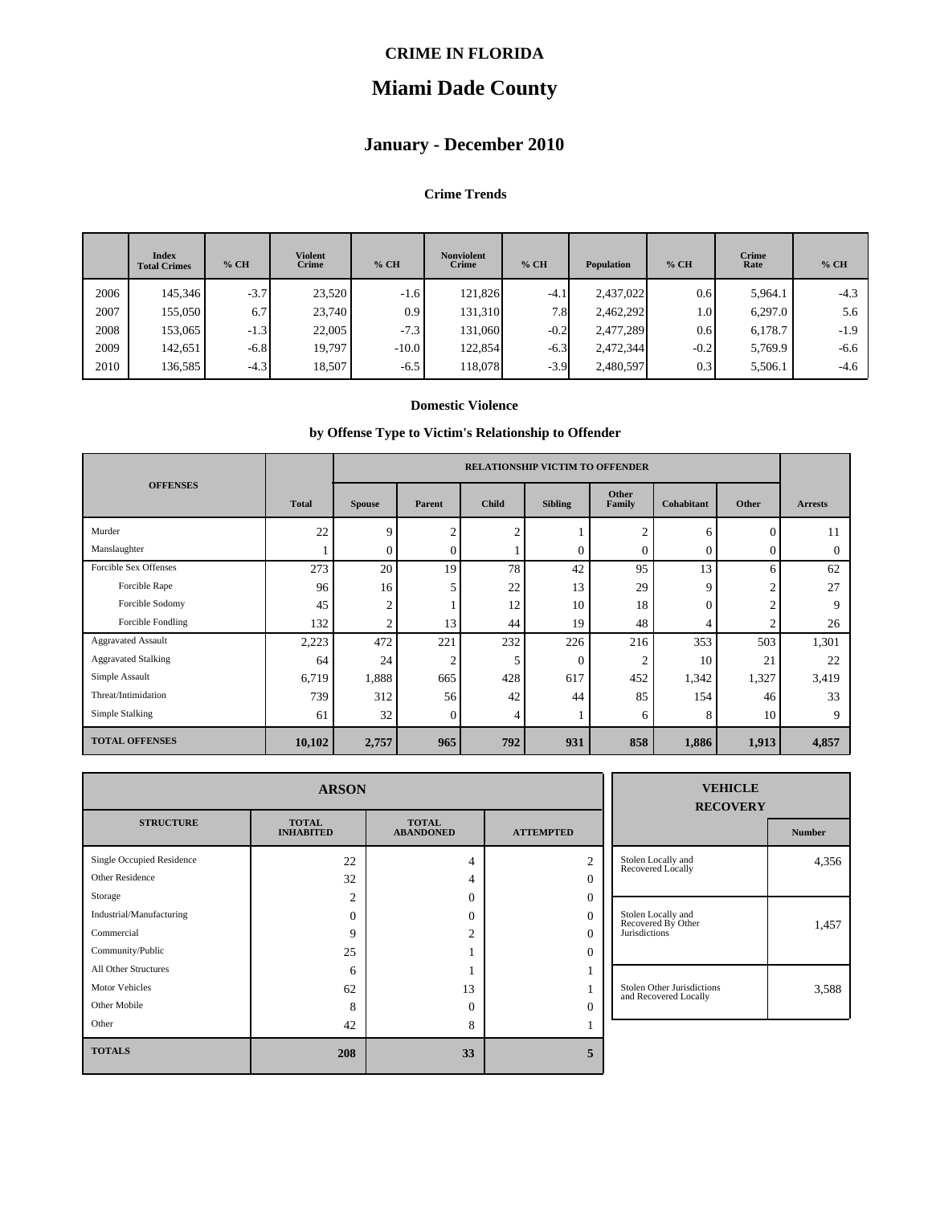**CRIME IN FLORIDA**

# Miami Dade County

## January - December 2010

### Crime Trends

| | Index Total Crimes | % CH | Violent Crime | % CH | Nonviolent Crime | % CH | Population | % CH | Crime Rate | % CH |
|---|---|---|---|---|---|---|---|---|---|---|
| 2006 | 145,346 | -3.7 | 23,520 | -1.6 | 121,826 | -4.1 | 2,437,022 | 0.6 | 5,964.1 | -4.3 |
| 2007 | 155,050 | 6.7 | 23,740 | 0.9 | 131,310 | 7.8 | 2,462,292 | 1.0 | 6,297.0 | 5.6 |
| 2008 | 153,065 | -1.3 | 22,005 | -7.3 | 131,060 | -0.2 | 2,477,289 | 0.6 | 6,178.7 | -1.9 |
| 2009 | 142,651 | -6.8 | 19,797 | -10.0 | 122,854 | -6.3 | 2,472,344 | -0.2 | 5,769.9 | -6.6 |
| 2010 | 136,585 | -4.3 | 18,507 | -6.5 | 118,078 | -3.9 | 2,480,597 | 0.3 | 5,506.1 | -4.6 |

### Domestic Violence

### by Offense Type to Victim's Relationship to Offender

| OFFENSES | Total | RELATIONSHIP VICTIM TO OFFENDER | | | | | | | Arrests |
|---|---|---|---|---|---|---|---|---|---|
| | | Spouse | Parent | Child | Sibling | Other Family | Cohabitant | Other | |
| Murder | 22 | 9 | 2 | 2 | 1 | 2 | 6 | 0 | 11 |
| Manslaughter | 1 | 0 | 0 | 1 | 0 | 0 | 0 | 0 | 0 |
| Forcible Sex Offenses | 273 | 20 | 19 | 78 | 42 | 95 | 13 | 6 | 62 |
| Forcible Rape | 96 | 16 | 5 | 22 | 13 | 29 | 9 | 2 | 27 |
| Forcible Sodomy | 45 | 2 | 1 | 12 | 10 | 18 | 0 | 2 | 9 |
| Forcible Fondling | 132 | 2 | 13 | 44 | 19 | 48 | 4 | 2 | 26 |
| Aggravated Assault | 2,223 | 472 | 221 | 232 | 226 | 216 | 353 | 503 | 1,301 |
| Aggravated Stalking | 64 | 24 | 2 | 5 | 0 | 2 | 10 | 21 | 22 |
| Simple Assault | 6,719 | 1,888 | 665 | 428 | 617 | 452 | 1,342 | 1,327 | 3,419 |
| Threat/Intimidation | 739 | 312 | 56 | 42 | 44 | 85 | 154 | 46 | 33 |
| Simple Stalking | 61 | 32 | 0 | 4 | 1 | 6 | 8 | 10 | 9 |
| **TOTAL OFFENSES** | **10,102** | **2,757** | **965** | **792** | **931** | **858** | **1,886** | **1,913** | **4,857** |

### ARSON

| STRUCTURE | TOTAL INHABITED | TOTAL ABANDONED | ATTEMPTED |
|---|---|---|---|
| Single Occupied Residence | 22 | 4 | 2 |
| Other Residence | 32 | 4 | 0 |
| Storage | 2 | 0 | 0 |
| Industrial/Manufacturing | 0 | 0 | 0 |
| Commercial | 9 | 2 | 0 |
| Community/Public | 25 | 1 | 0 |
| All Other Structures | 6 | 1 | 1 |
| Motor Vehicles | 62 | 13 | 1 |
| Other Mobile | 8 | 0 | 0 |
| Other | 42 | 8 | 1 |
| **TOTALS** | **208** | **33** | **5** |

### VEHICLE RECOVERY

| | Number |
|---|---|
| Stolen Locally and Recovered Locally | 4,356 |
| Stolen Locally and Recovered By Other Jurisdictions | 1,457 |
| Stolen Other Jurisdictions and Recovered Locally | 3,588 |